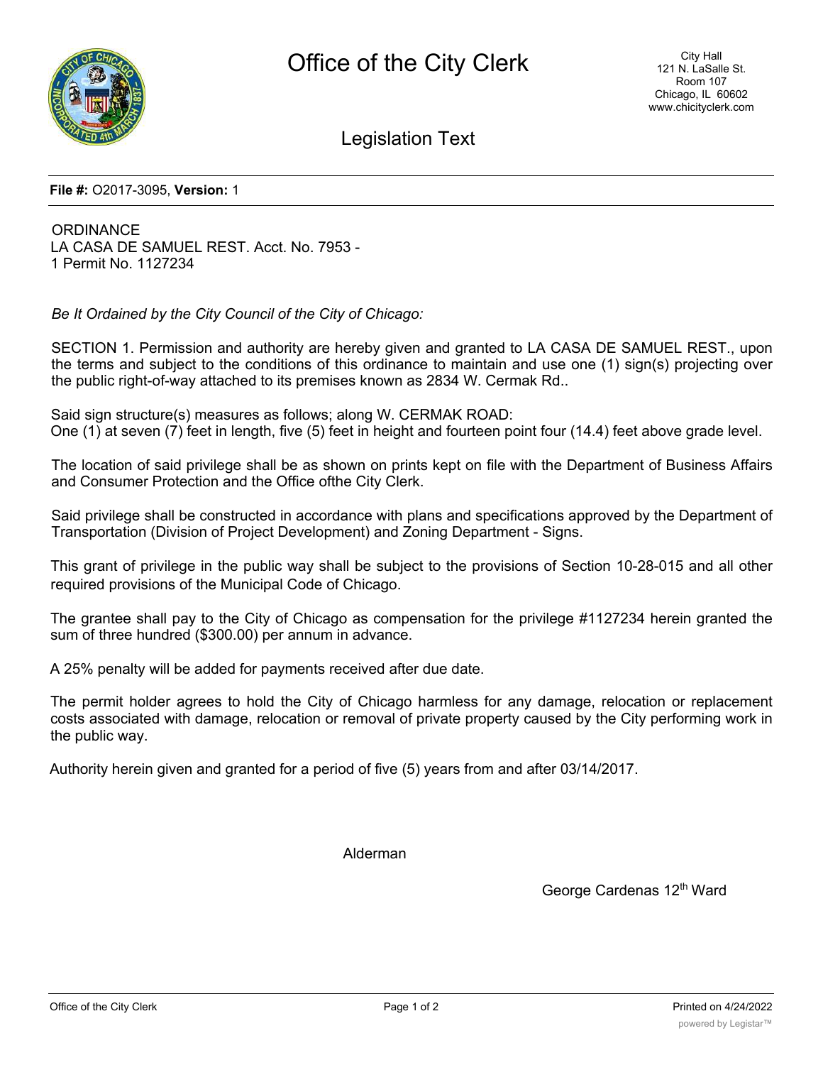# Office of the City Clerk

City Hall
121 N. LaSalle St.
Room 107
Chicago, IL 60602
www.chicityclerk.com

## Legislation Text

**File #:** O2017-3095, **Version:** 1

ORDINANCE
LA CASA DE SAMUEL REST. Acct. No. 7953 -
1 Permit No. 1127234

*Be It Ordained by the City Council of the City of Chicago:*

SECTION 1. Permission and authority are hereby given and granted to LA CASA DE SAMUEL REST., upon the terms and subject to the conditions of this ordinance to maintain and use one (1) sign(s) projecting over the public right-of-way attached to its premises known as 2834 W. Cermak Rd..

Said sign structure(s) measures as follows; along W. CERMAK ROAD:
One (1) at seven (7) feet in length, five (5) feet in height and fourteen point four (14.4) feet above grade level.

The location of said privilege shall be as shown on prints kept on file with the Department of Business Affairs and Consumer Protection and the Office ofthe City Clerk.

Said privilege shall be constructed in accordance with plans and specifications approved by the Department of Transportation (Division of Project Development) and Zoning Department - Signs.

This grant of privilege in the public way shall be subject to the provisions of Section 10-28-015 and all other required provisions of the Municipal Code of Chicago.

The grantee shall pay to the City of Chicago as compensation for the privilege #1127234 herein granted the sum of three hundred ($300.00) per annum in advance.

A 25% penalty will be added for payments received after due date.

The permit holder agrees to hold the City of Chicago harmless for any damage, relocation or replacement costs associated with damage, relocation or removal of private property caused by the City performing work in the public way.

Authority herein given and granted for a period of five (5) years from and after 03/14/2017.

Alderman

George Cardenas 12th Ward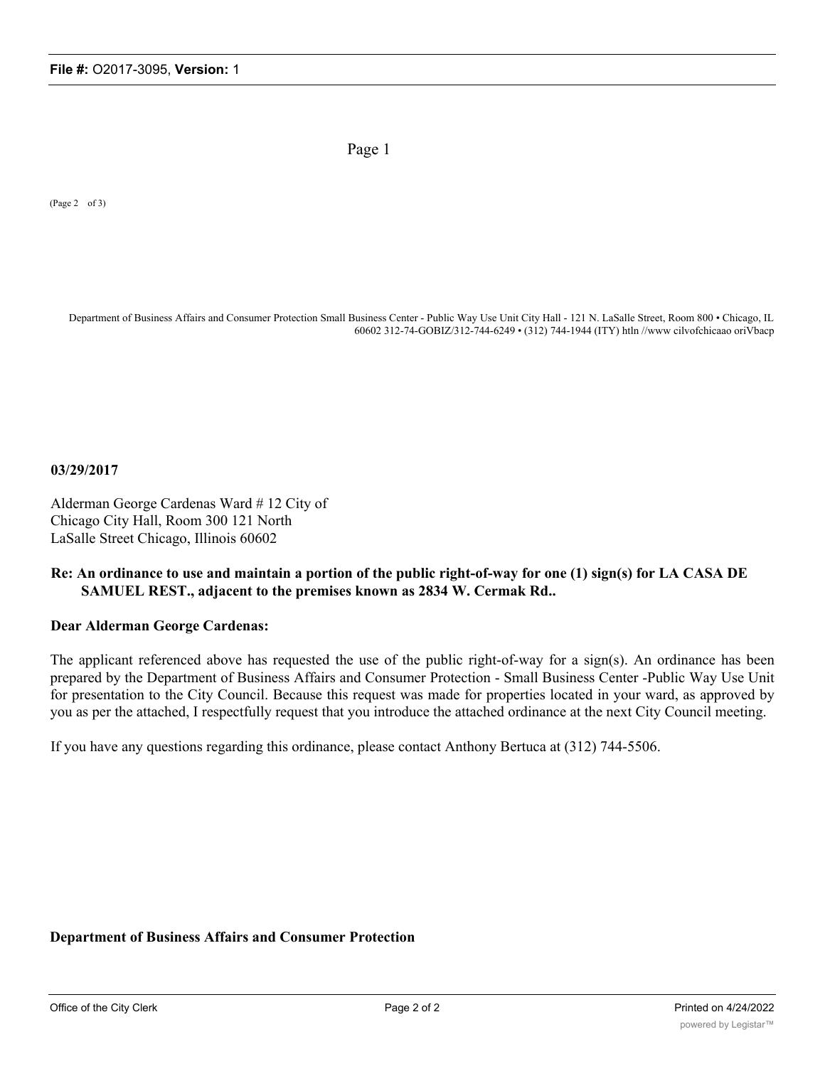Page 1

(Page 2 of 3)

Department of Business Affairs and Consumer Protection Small Business Center - Public Way Use Unit City Hall - 121 N. LaSalle Street, Room 800 • Chicago, IL 60602 312-74-GOBIZ/312-744-6249 • (312) 744-1944 (ITY) htln //www cilvofchicaao oriVbacp

**03/29/2017**

Alderman George Cardenas Ward # 12 City of Chicago City Hall, Room 300 121 North LaSalle Street Chicago, Illinois 60602

**Re: An ordinance to use and maintain a portion of the public right-of-way for one (1) sign(s) for LA CASA DE SAMUEL REST., adjacent to the premises known as 2834 W. Cermak Rd..**

**Dear Alderman George Cardenas:**

The applicant referenced above has requested the use of the public right-of-way for a sign(s). An ordinance has been prepared by the Department of Business Affairs and Consumer Protection - Small Business Center -Public Way Use Unit for presentation to the City Council. Because this request was made for properties located in your ward, as approved by you as per the attached, I respectfully request that you introduce the attached ordinance at the next City Council meeting.

If you have any questions regarding this ordinance, please contact Anthony Bertuca at (312) 744-5506.

**Department of Business Affairs and Consumer Protection**